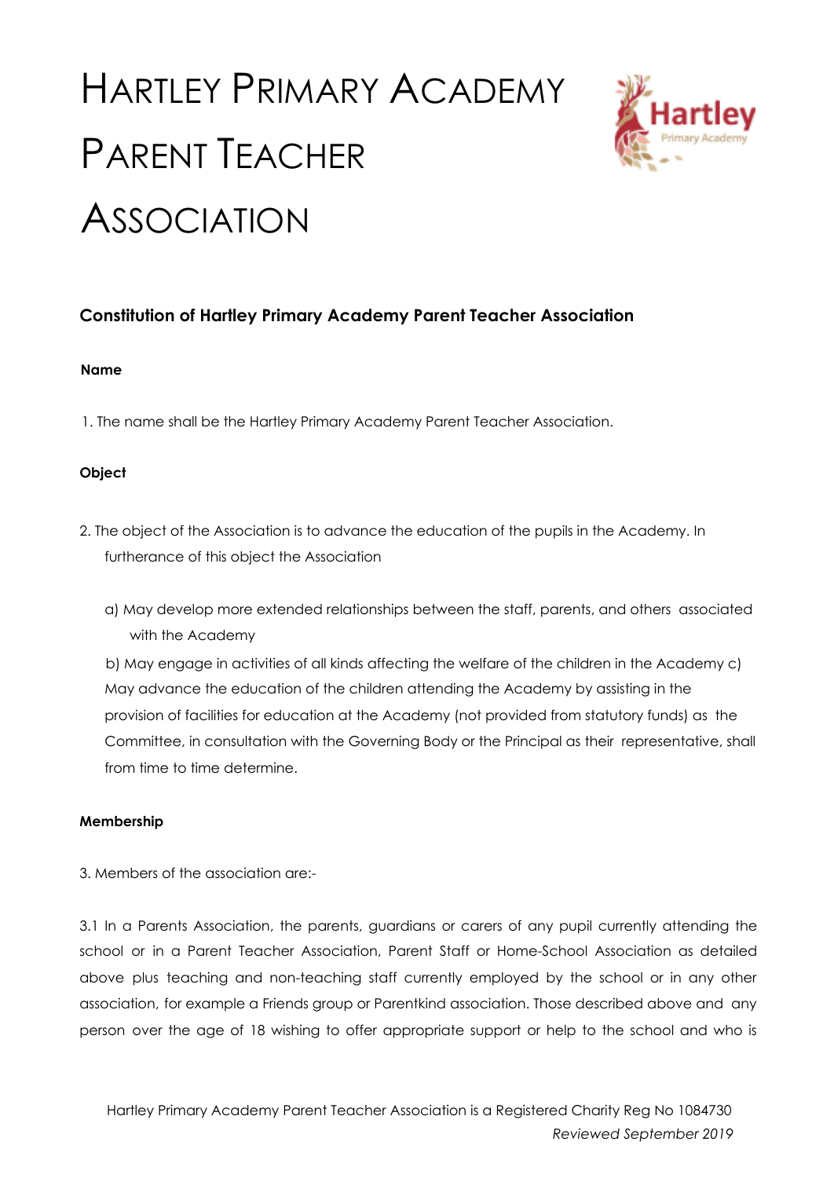# Hartley Primary Academy Parent Teacher Association

## Constitution of Hartley Primary Academy Parent Teacher Association

**Name**

1. The name shall be the Hartley Primary Academy Parent Teacher Association.

**Object**

2. The object of the Association is to advance the education of the pupils in the Academy. In furtherance of this object the Association

   a) May develop more extended relationships between the staff, parents, and others associated with the Academy

   b) May engage in activities of all kinds affecting the welfare of the children in the Academy c) May advance the education of the children attending the Academy by assisting in the provision of facilities for education at the Academy (not provided from statutory funds) as the Committee, in consultation with the Governing Body or the Principal as their representative, shall from time to time determine.

**Membership**

3. Members of the association are:-

3.1 In a Parents Association, the parents, guardians or carers of any pupil currently attending the school or in a Parent Teacher Association, Parent Staff or Home-School Association as detailed above plus teaching and non-teaching staff currently employed by the school or in any other association, for example a Friends group or Parentkind association. Those described above and any person over the age of 18 wishing to offer appropriate support or help to the school and who is

Hartley Primary Academy Parent Teacher Association is a Registered Charity Reg No 1084730

*Reviewed September 2019*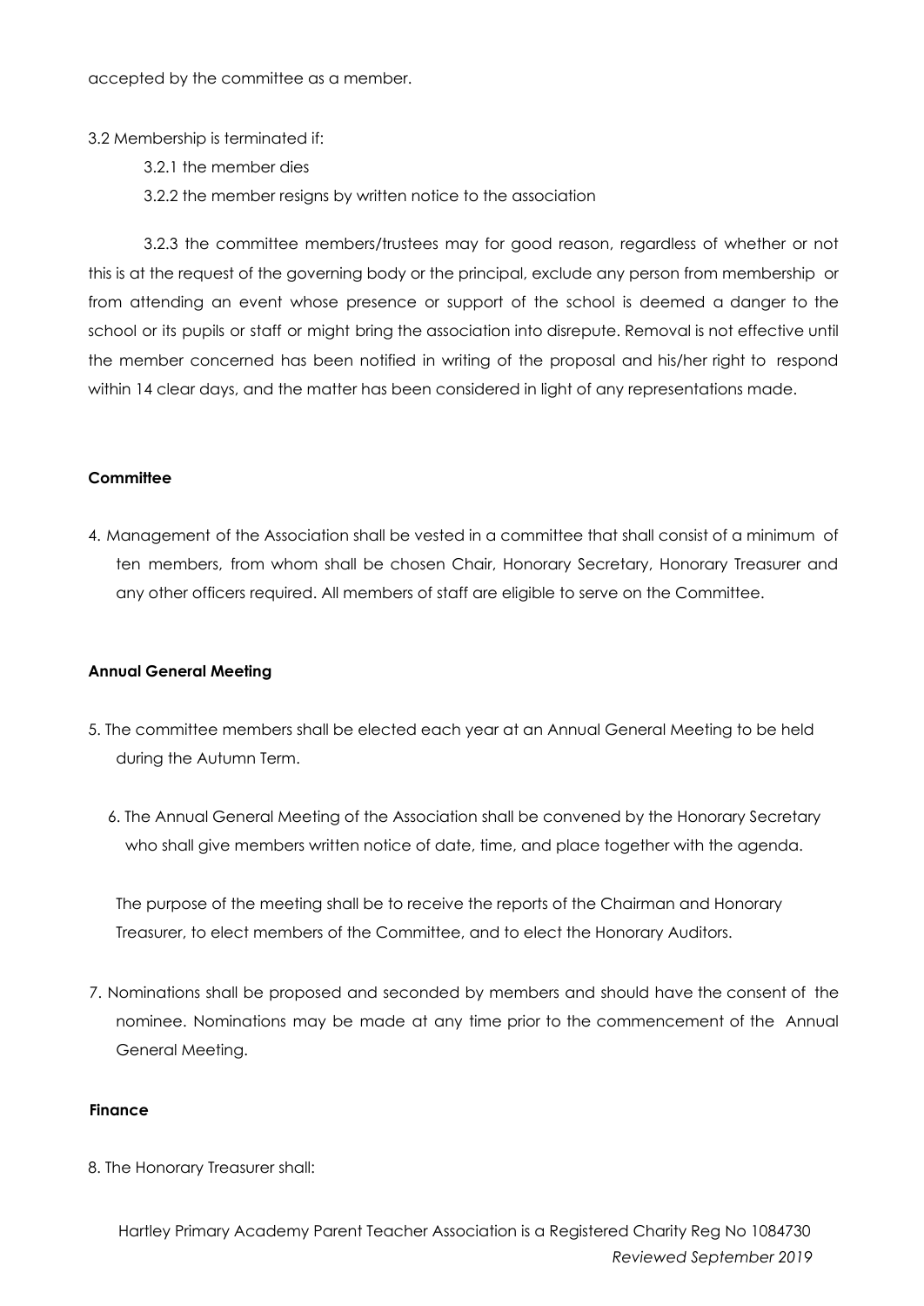accepted by the committee as a member.

3.2 Membership is terminated if:

3.2.1 the member dies

3.2.2 the member resigns by written notice to the association

3.2.3 the committee members/trustees may for good reason, regardless of whether or not this is at the request of the governing body or the principal, exclude any person from membership or from attending an event whose presence or support of the school is deemed a danger to the school or its pupils or staff or might bring the association into disrepute. Removal is not effective until the member concerned has been notified in writing of the proposal and his/her right to respond within 14 clear days, and the matter has been considered in light of any representations made.

**Committee**

4. Management of the Association shall be vested in a committee that shall consist of a minimum of ten members, from whom shall be chosen Chair, Honorary Secretary, Honorary Treasurer and any other officers required. All members of staff are eligible to serve on the Committee.

**Annual General Meeting**

5. The committee members shall be elected each year at an Annual General Meeting to be held during the Autumn Term.

6. The Annual General Meeting of the Association shall be convened by the Honorary Secretary who shall give members written notice of date, time, and place together with the agenda.

The purpose of the meeting shall be to receive the reports of the Chairman and Honorary Treasurer, to elect members of the Committee, and to elect the Honorary Auditors.

7. Nominations shall be proposed and seconded by members and should have the consent of the nominee. Nominations may be made at any time prior to the commencement of the Annual General Meeting.

**Finance**

8. The Honorary Treasurer shall: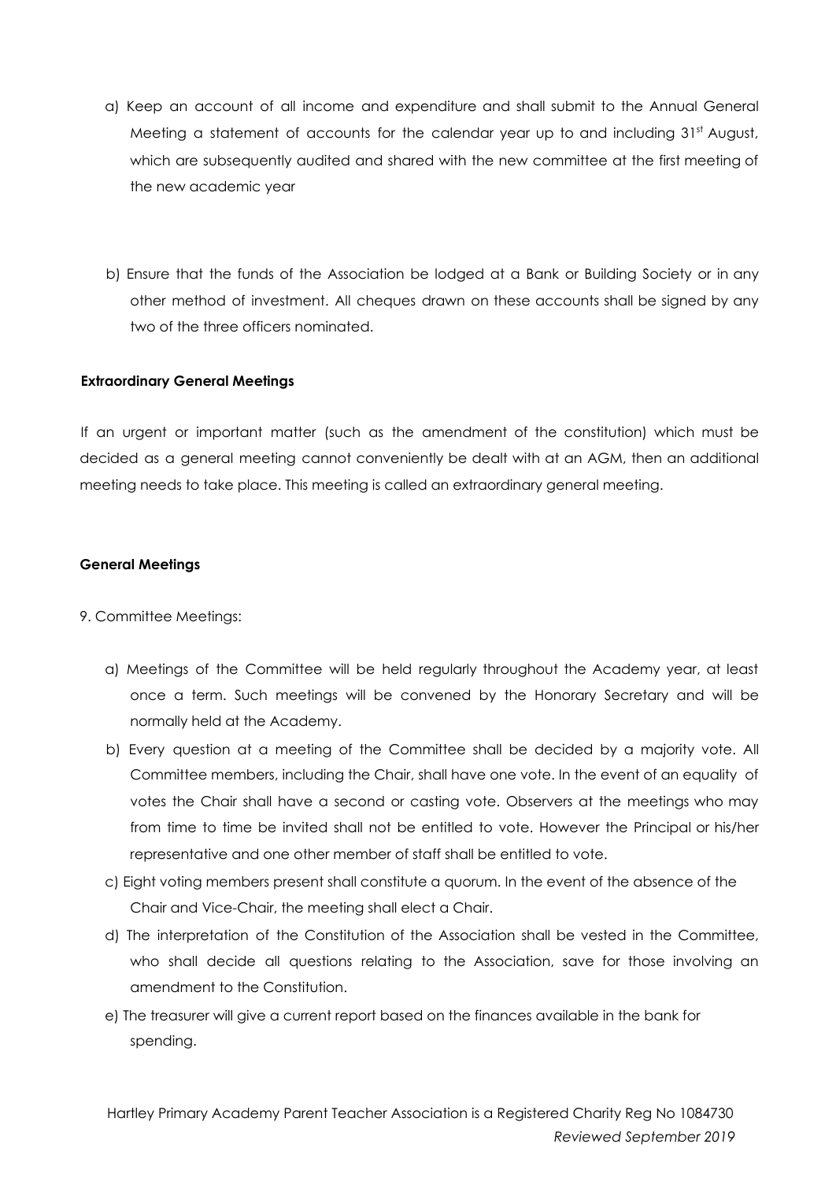a) Keep an account of all income and expenditure and shall submit to the Annual General Meeting a statement of accounts for the calendar year up to and including 31st August, which are subsequently audited and shared with the new committee at the first meeting of the new academic year

b) Ensure that the funds of the Association be lodged at a Bank or Building Society or in any other method of investment. All cheques drawn on these accounts shall be signed by any two of the three officers nominated.

**Extraordinary General Meetings**

If an urgent or important matter (such as the amendment of the constitution) which must be decided as a general meeting cannot conveniently be dealt with at an AGM, then an additional meeting needs to take place. This meeting is called an extraordinary general meeting.

**General Meetings**

9. Committee Meetings:

a) Meetings of the Committee will be held regularly throughout the Academy year, at least once a term. Such meetings will be convened by the Honorary Secretary and will be normally held at the Academy.

b) Every question at a meeting of the Committee shall be decided by a majority vote. All Committee members, including the Chair, shall have one vote. In the event of an equality of votes the Chair shall have a second or casting vote. Observers at the meetings who may from time to time be invited shall not be entitled to vote. However the Principal or his/her representative and one other member of staff shall be entitled to vote.

c) Eight voting members present shall constitute a quorum. In the event of the absence of the Chair and Vice-Chair, the meeting shall elect a Chair.

d) The interpretation of the Constitution of the Association shall be vested in the Committee, who shall decide all questions relating to the Association, save for those involving an amendment to the Constitution.

e) The treasurer will give a current report based on the finances available in the bank for spending.

Hartley Primary Academy Parent Teacher Association is a Registered Charity Reg No 1084730

*Reviewed September 2019*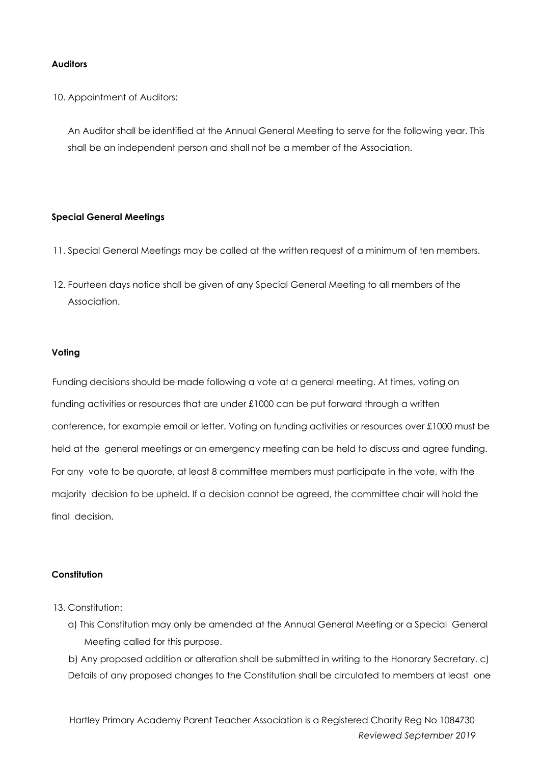**Auditors**

10. Appointment of Auditors:

An Auditor shall be identified at the Annual General Meeting to serve for the following year. This shall be an independent person and shall not be a member of the Association.

**Special General Meetings**

11. Special General Meetings may be called at the written request of a minimum of ten members.

12. Fourteen days notice shall be given of any Special General Meeting to all members of the Association.

**Voting**

Funding decisions should be made following a vote at a general meeting. At times, voting on funding activities or resources that are under £1000 can be put forward through a written conference, for example email or letter. Voting on funding activities or resources over £1000 must be held at the general meetings or an emergency meeting can be held to discuss and agree funding. For any vote to be quorate, at least 8 committee members must participate in the vote, with the majority decision to be upheld. If a decision cannot be agreed, the committee chair will hold the final decision.

**Constitution**

13. Constitution:

a) This Constitution may only be amended at the Annual General Meeting or a Special General Meeting called for this purpose.

b) Any proposed addition or alteration shall be submitted in writing to the Honorary Secretary. c) Details of any proposed changes to the Constitution shall be circulated to members at least one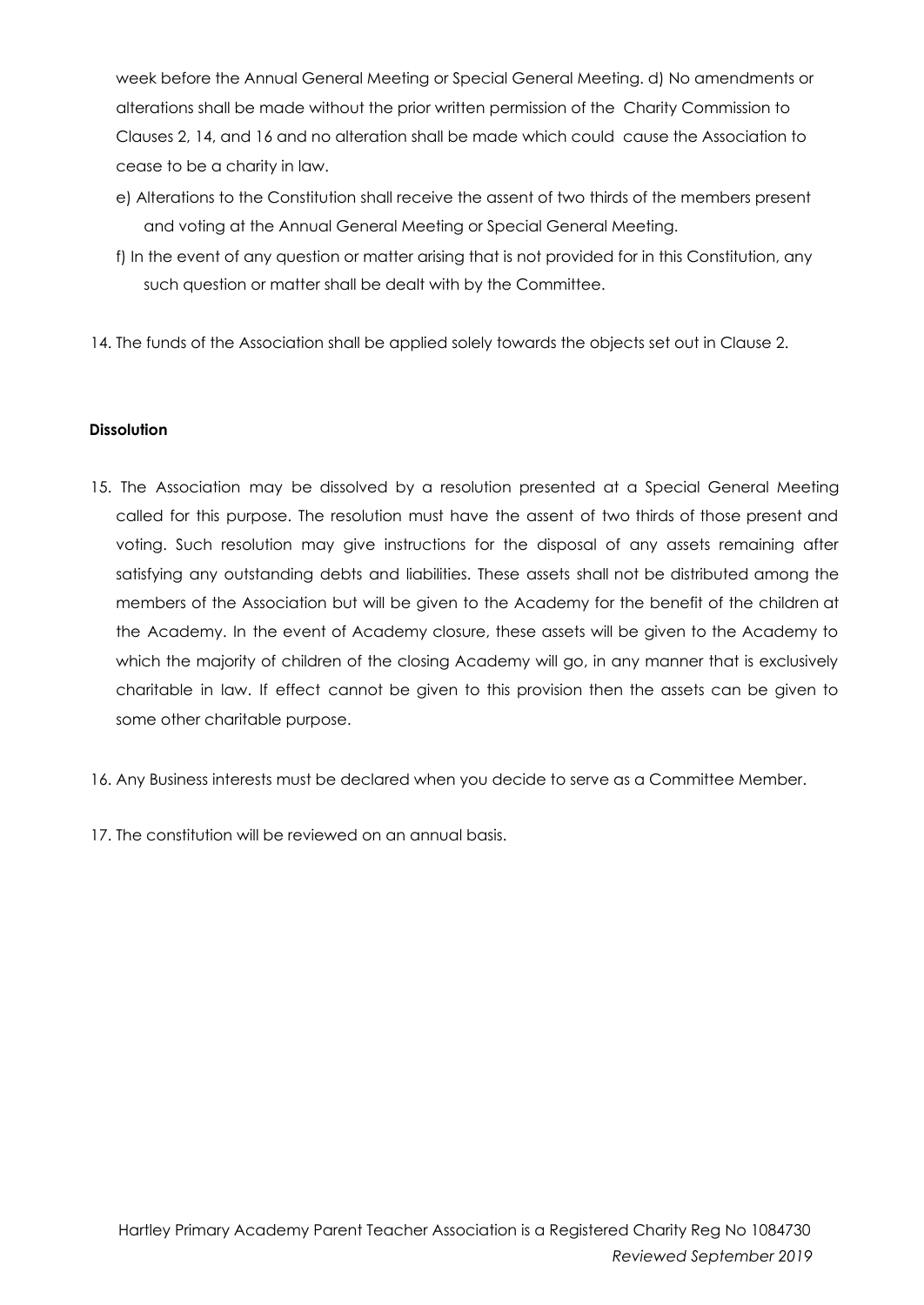week before the Annual General Meeting or Special General Meeting. d) No amendments or alterations shall be made without the prior written permission of the Charity Commission to Clauses 2, 14, and 16 and no alteration shall be made which could cause the Association to cease to be a charity in law.

e) Alterations to the Constitution shall receive the assent of two thirds of the members present and voting at the Annual General Meeting or Special General Meeting.

f) In the event of any question or matter arising that is not provided for in this Constitution, any such question or matter shall be dealt with by the Committee.

14. The funds of the Association shall be applied solely towards the objects set out in Clause 2.

**Dissolution**

15. The Association may be dissolved by a resolution presented at a Special General Meeting called for this purpose. The resolution must have the assent of two thirds of those present and voting. Such resolution may give instructions for the disposal of any assets remaining after satisfying any outstanding debts and liabilities. These assets shall not be distributed among the members of the Association but will be given to the Academy for the benefit of the children at the Academy. In the event of Academy closure, these assets will be given to the Academy to which the majority of children of the closing Academy will go, in any manner that is exclusively charitable in law. If effect cannot be given to this provision then the assets can be given to some other charitable purpose.

16. Any Business interests must be declared when you decide to serve as a Committee Member.

17. The constitution will be reviewed on an annual basis.

Hartley Primary Academy Parent Teacher Association is a Registered Charity Reg No 1084730

*Reviewed September 2019*